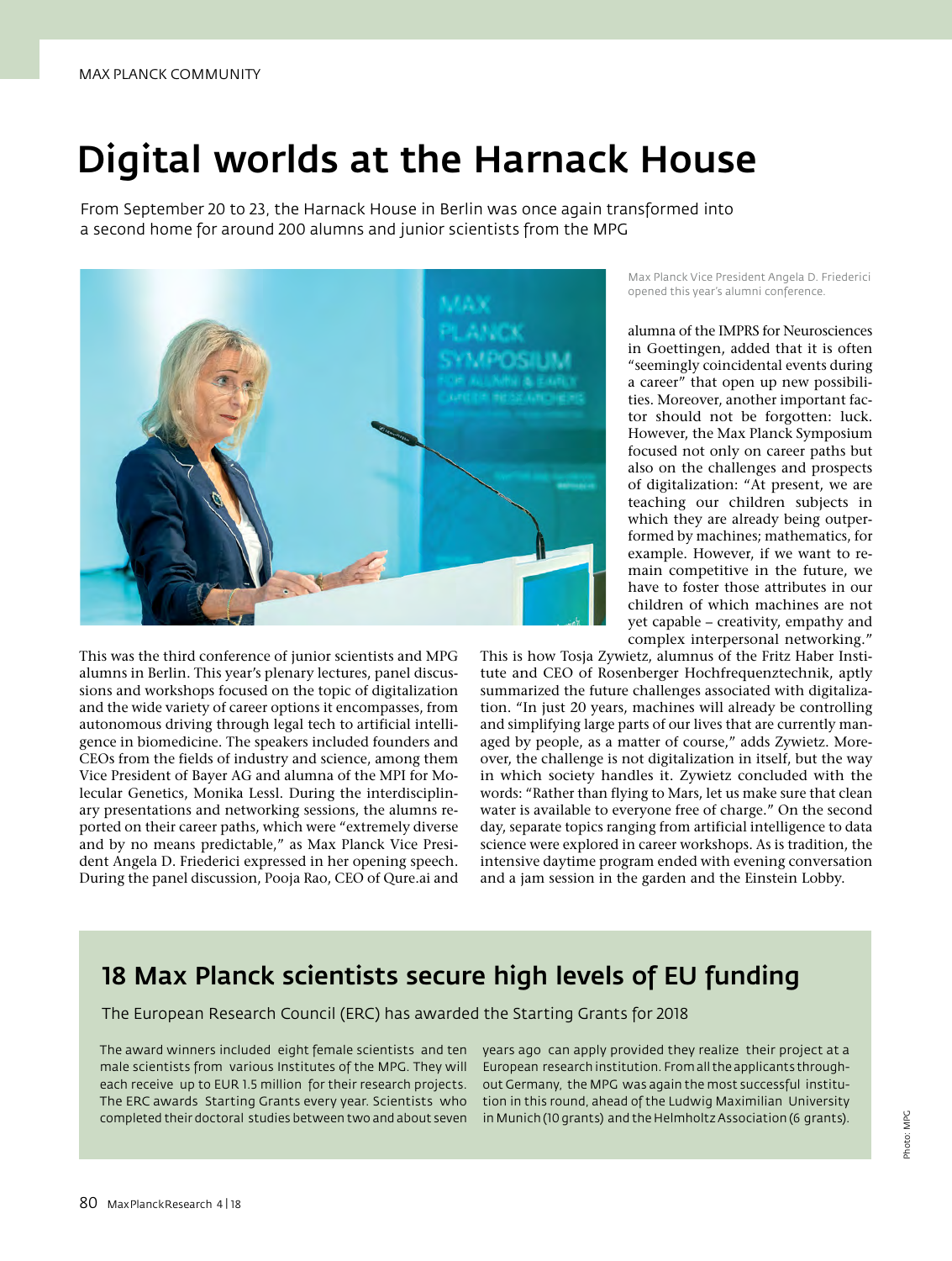# Digital worlds at the Harnack House

From September 20 to 23, the Harnack House in Berlin was once again transformed into a second home for around 200 alumns and junior scientists from the MPG

Max Planck Vice President Angela D. Friederici opened this year's alumni conference.

This was the third conference of junior scientists and MPG alumns in Berlin. This year's plenary lectures, panel discussions and workshops focused on the topic of digitalization and the wide variety of career options it encompasses, from autonomous driving through legal tech to artificial intelligence in biomedicine. The speakers included founders and CEOs from the fields of industry and science, among them Vice President of Bayer AG and alumna of the MPI for Molecular Genetics, Monika Lessl. During the interdisciplinary presentations and networking sessions, the alumns reported on their career paths, which were "extremely diverse and by no means predictable," as Max Planck Vice President Angela D. Friederici expressed in her opening speech. During the panel discussion, Pooja Rao, CEO of Qure.ai and alumna of the IMPRS for Neurosciences in Goettingen, added that it is often "seemingly coincidental events during a career" that open up new possibilities. Moreover, another important factor should not be forgotten: luck. However, the Max Planck Symposium focused not only on career paths but also on the challenges and prospects of digitalization: "At present, we are teaching our children subjects in which they are already being outperformed by machines; mathematics, for example. However, if we want to remain competitive in the future, we have to foster those attributes in our children of which machines are not yet capable – creativity, empathy and complex interpersonal networking." This is how Tosja Zywietz, alumnus of the Fritz Haber Institute and CEO of Rosenberger Hochfrequenztechnik, aptly summarized the future challenges associated with digitalization. "In just 20 years, machines will already be controlling and simplifying large parts of our lives that are currently managed by people, as a matter of course," adds Zywietz. Moreover, the challenge is not digitalization in itself, but the way in which society handles it. Zywietz concluded with the words: "Rather than flying to Mars, let us make sure that clean water is available to everyone free of charge." On the second day, separate topics ranging from artificial intelligence to data science were explored in career workshops. As is tradition, the intensive daytime program ended with evening conversation and a jam session in the garden and the Einstein Lobby.

## 18 Max Planck scientists secure high levels of EU funding

The European Research Council (ERC) has awarded the Starting Grants for 2018

The award winners included eight female scientists and ten male scientists from various Institutes of the MPG. They will each receive up to EUR 1.5 million for their research projects. The ERC awards Starting Grants every year. Scientists who completed their doctoral studies between two and about seven years ago can apply provided they realize their project at a European research institution. From all the applicants throughout Germany, the MPG was again the most successful institution in this round, ahead of the Ludwig Maximilian University in Munich (10 grants) and the Helmholtz Association (6 grants).

Photo: MPG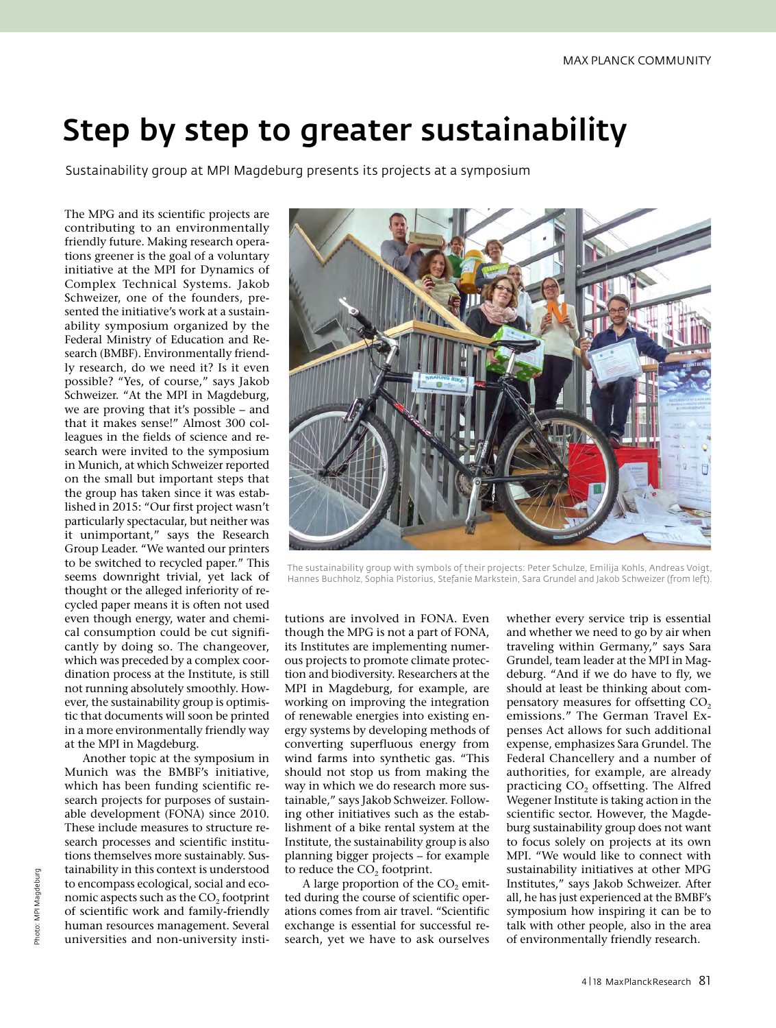# Step by step to greater sustainability

Sustainability group at MPI Magdeburg presents its projects at a symposium

The sustainability group with symbols of their projects: Peter Schulze, Emilija Kohls, Andreas Voigt, Hannes Buchholz, Sophia Pistorius, Stefanie Markstein, Sara Grundel and Jakob Schweizer (from left).

The MPG and its scientific projects are contributing to an environmentally friendly future. Making research operations greener is the goal of a voluntary initiative at the MPI for Dynamics of Complex Technical Systems. Jakob Schweizer, one of the founders, presented the initiative's work at a sustainability symposium organized by the Federal Ministry of Education and Research (BMBF). Environmentally friendly research, do we need it? Is it even possible? "Yes, of course," says Jakob Schweizer. "At the MPI in Magdeburg, we are proving that it's possible – and that it makes sense!" Almost 300 colleagues in the fields of science and research were invited to the symposium in Munich, at which Schweizer reported on the small but important steps that the group has taken since it was established in 2015: "Our first project wasn't particularly spectacular, but neither was it unimportant," says the Research Group Leader. "We wanted our printers to be switched to recycled paper." This seems downright trivial, yet lack of thought or the alleged inferiority of recycled paper means it is often not used even though energy, water and chemical consumption could be cut significantly by doing so. The changeover, which was preceded by a complex coordination process at the Institute, is still not running absolutely smoothly. However, the sustainability group is optimistic that documents will soon be printed in a more environmentally friendly way at the MPI in Magdeburg.

Another topic at the symposium in Munich was the BMBF's initiative, which has been funding scientific research projects for purposes of sustainable development (FONA) since 2010. These include measures to structure research processes and scientific institutions themselves more sustainably. Sustainability in this context is understood to encompass ecological, social and economic aspects such as the $CO_2$ footprint of scientific work and family-friendly human resources management. Several universities and non-university institutions are involved in FONA. Even though the MPG is not a part of FONA, its Institutes are implementing numerous projects to promote climate protection and biodiversity. Researchers at the MPI in Magdeburg, for example, are working on improving the integration of renewable energies into existing energy systems by developing methods of converting superfluous energy from wind farms into synthetic gas. "This should not stop us from making the way in which we do research more sustainable," says Jakob Schweizer. Following other initiatives such as the establishment of a bike rental system at the Institute, the sustainability group is also planning bigger projects – for example to reduce the $CO_2$ footprint.

A large proportion of the $CO_2$ emitted during the course of scientific operations comes from air travel. "Scientific exchange is essential for successful research, yet we have to ask ourselves whether every service trip is essential and whether we need to go by air when traveling within Germany," says Sara Grundel, team leader at the MPI in Magdeburg. "And if we do have to fly, we should at least be thinking about compensatory measures for offsetting $CO_2$ emissions." The German Travel Expenses Act allows for such additional expense, emphasizes Sara Grundel. The Federal Chancellery and a number of authorities, for example, are already practicing $CO_2$ offsetting. The Alfred Wegener Institute is taking action in the scientific sector. However, the Magdeburg sustainability group does not want to focus solely on projects at its own MPI. "We would like to connect with sustainability initiatives at other MPG Institutes," says Jakob Schweizer. After all, he has just experienced at the BMBF's symposium how inspiring it can be to talk with other people, also in the area of environmentally friendly research.

Photo: MPI Magdeburg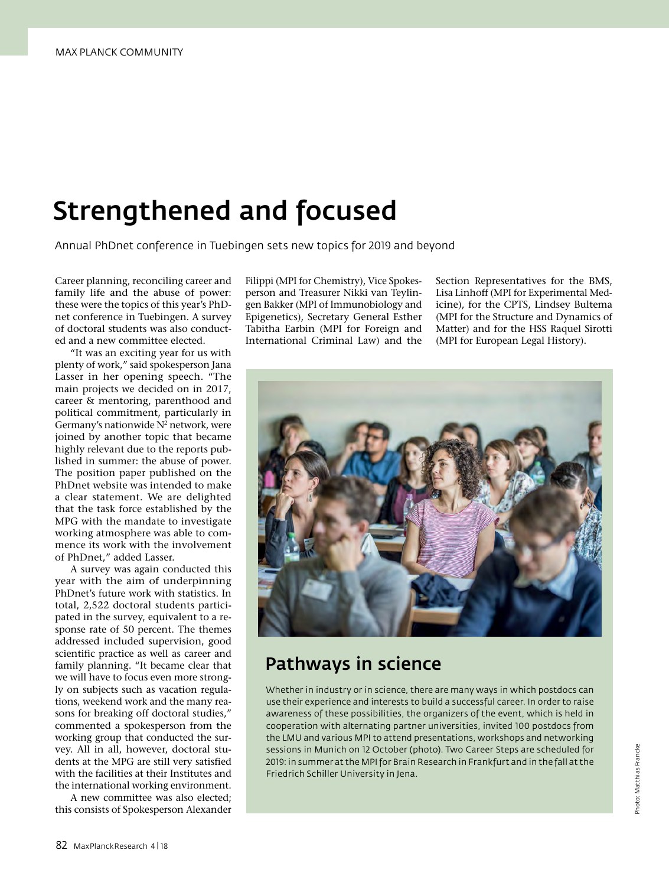# Strengthened and focused

Annual PhDnet conference in Tuebingen sets new topics for 2019 and beyond

Career planning, reconciling career and family life and the abuse of power: these were the topics of this year's PhDnet conference in Tuebingen. A survey of doctoral students was also conducted and a new committee elected.

"It was an exciting year for us with plenty of work," said spokesperson Jana Lasser in her opening speech. "The main projects we decided on in 2017, career & mentoring, parenthood and political commitment, particularly in Germany's nationwide N$^2$ network, were joined by another topic that became highly relevant due to the reports published in summer: the abuse of power. The position paper published on the PhDnet website was intended to make a clear statement. We are delighted that the task force established by the MPG with the mandate to investigate working atmosphere was able to commence its work with the involvement of PhDnet," added Lasser.

A survey was again conducted this year with the aim of underpinning PhDnet's future work with statistics. In total, 2,522 doctoral students participated in the survey, equivalent to a response rate of 50 percent. The themes addressed included supervision, good scientific practice as well as career and family planning. "It became clear that we will have to focus even more strongly on subjects such as vacation regulations, weekend work and the many reasons for breaking off doctoral studies," commented a spokesperson from the working group that conducted the survey. All in all, however, doctoral students at the MPG are still very satisfied with the facilities at their Institutes and the international working environment.

A new committee was also elected; this consists of Spokesperson Alexander Filippi (MPI for Chemistry), Vice Spokesperson and Treasurer Nikki van Teylingen Bakker (MPI of Immunobiology and Epigenetics), Secretary General Esther Tabitha Earbin (MPI for Foreign and International Criminal Law) and the Section Representatives for the BMS, Lisa Linhoff (MPI for Experimental Medicine), for the CPTS, Lindsey Bultema (MPI for the Structure and Dynamics of Matter) and for the HSS Raquel Sirotti (MPI for European Legal History).

## Pathways in science

Whether in industry or in science, there are many ways in which postdocs can use their experience and interests to build a successful career. In order to raise awareness of these possibilities, the organizers of the event, which is held in cooperation with alternating partner universities, invited 100 postdocs from the LMU and various MPI to attend presentations, workshops and networking sessions in Munich on 12 October (photo). Two Career Steps are scheduled for 2019: in summer at the MPI for Brain Research in Frankfurt and in the fall at the Friedrich Schiller University in Jena.

Photo: Matthias Francke